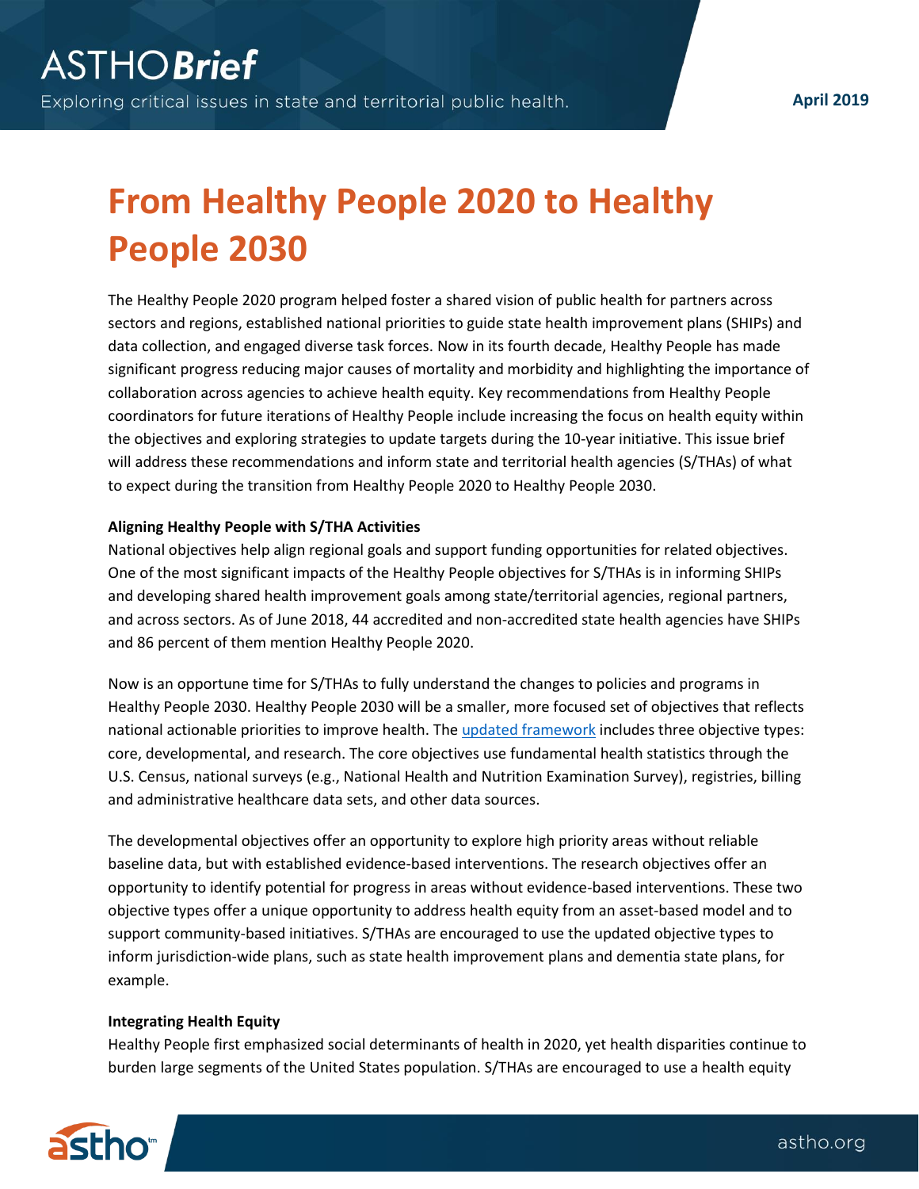# From Healthy People 2020 to Healthy People 2030

The Healthy People 2020 program helped foster a shared vision of public health for partners across sectors and regions, established national priorities to guide state health improvement plans (SHIPs) and data collection, and engaged diverse task forces. Now in its fourth decade, Healthy People has made significant progress reducing major causes of mortality and morbidity and highlighting the importance of collaboration across agencies to achieve health equity. Key recommendations from Healthy People coordinators for future iterations of Healthy People include increasing the focus on health equity within the objectives and exploring strategies to update targets during the 10-year initiative. This issue brief will address these recommendations and inform state and territorial health agencies (S/THAs) of what to expect during the transition from Healthy People 2020 to Healthy People 2030.

**Aligning Healthy People with S/THA Activities**

National objectives help align regional goals and support funding opportunities for related objectives. One of the most significant impacts of the Healthy People objectives for S/THAs is in informing SHIPs and developing shared health improvement goals among state/territorial agencies, regional partners, and across sectors. As of June 2018, 44 accredited and non-accredited state health agencies have SHIPs and 86 percent of them mention Healthy People 2020.

Now is an opportune time for S/THAs to fully understand the changes to policies and programs in Healthy People 2030. Healthy People 2030 will be a smaller, more focused set of objectives that reflects national actionable priorities to improve health. The updated framework includes three objective types: core, developmental, and research. The core objectives use fundamental health statistics through the U.S. Census, national surveys (e.g., National Health and Nutrition Examination Survey), registries, billing and administrative healthcare data sets, and other data sources.

The developmental objectives offer an opportunity to explore high priority areas without reliable baseline data, but with established evidence-based interventions. The research objectives offer an opportunity to identify potential for progress in areas without evidence-based interventions. These two objective types offer a unique opportunity to address health equity from an asset-based model and to support community-based initiatives. S/THAs are encouraged to use the updated objective types to inform jurisdiction-wide plans, such as state health improvement plans and dementia state plans, for example.

**Integrating Health Equity**

Healthy People first emphasized social determinants of health in 2020, yet health disparities continue to burden large segments of the United States population. S/THAs are encouraged to use a health equity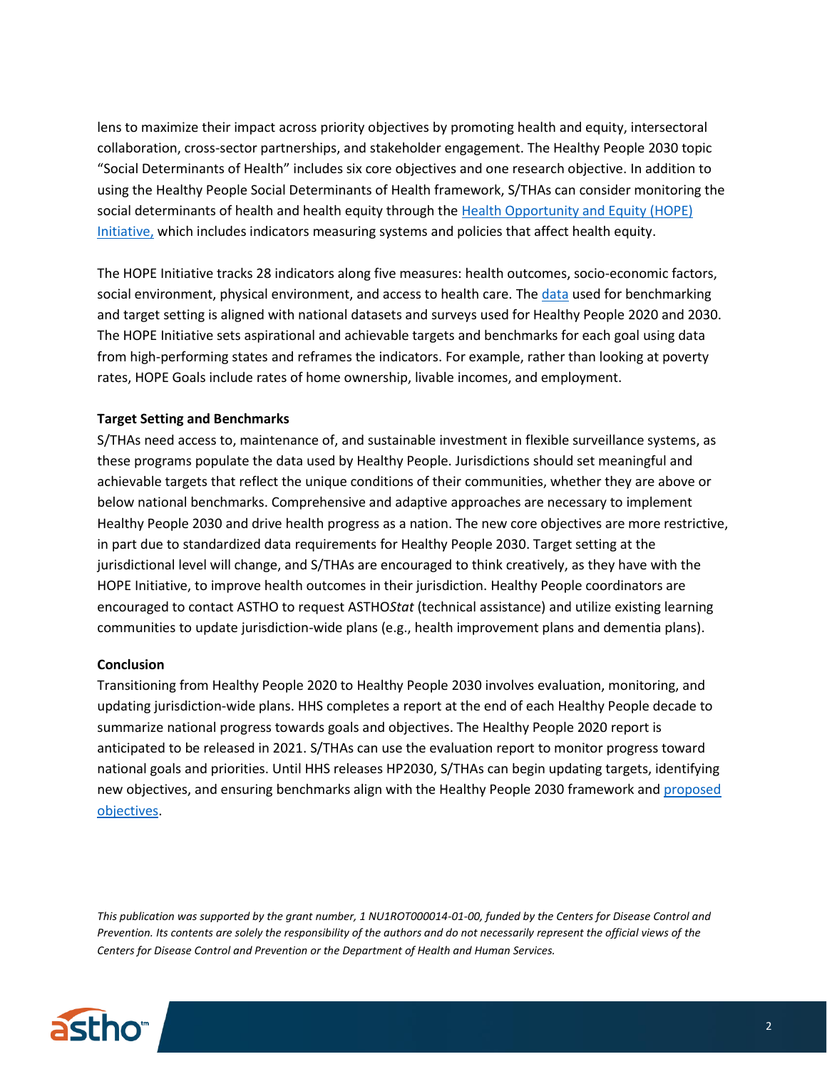lens to maximize their impact across priority objectives by promoting health and equity, intersectoral collaboration, cross-sector partnerships, and stakeholder engagement. The Healthy People 2030 topic "Social Determinants of Health" includes six core objectives and one research objective. In addition to using the Healthy People Social Determinants of Health framework, S/THAs can consider monitoring the social determinants of health and health equity through the Health Opportunity and Equity (HOPE) Initiative, which includes indicators measuring systems and policies that affect health equity.

The HOPE Initiative tracks 28 indicators along five measures: health outcomes, socio-economic factors, social environment, physical environment, and access to health care. The data used for benchmarking and target setting is aligned with national datasets and surveys used for Healthy People 2020 and 2030. The HOPE Initiative sets aspirational and achievable targets and benchmarks for each goal using data from high-performing states and reframes the indicators. For example, rather than looking at poverty rates, HOPE Goals include rates of home ownership, livable incomes, and employment.

**Target Setting and Benchmarks**

S/THAs need access to, maintenance of, and sustainable investment in flexible surveillance systems, as these programs populate the data used by Healthy People. Jurisdictions should set meaningful and achievable targets that reflect the unique conditions of their communities, whether they are above or below national benchmarks. Comprehensive and adaptive approaches are necessary to implement Healthy People 2030 and drive health progress as a nation. The new core objectives are more restrictive, in part due to standardized data requirements for Healthy People 2030. Target setting at the jurisdictional level will change, and S/THAs are encouraged to think creatively, as they have with the HOPE Initiative, to improve health outcomes in their jurisdiction. Healthy People coordinators are encouraged to contact ASTHO to request ASTHO*Stat* (technical assistance) and utilize existing learning communities to update jurisdiction-wide plans (e.g., health improvement plans and dementia plans).

**Conclusion**

Transitioning from Healthy People 2020 to Healthy People 2030 involves evaluation, monitoring, and updating jurisdiction-wide plans. HHS completes a report at the end of each Healthy People decade to summarize national progress towards goals and objectives. The Healthy People 2020 report is anticipated to be released in 2021. S/THAs can use the evaluation report to monitor progress toward national goals and priorities. Until HHS releases HP2030, S/THAs can begin updating targets, identifying new objectives, and ensuring benchmarks align with the Healthy People 2030 framework and proposed objectives.

*This publication was supported by the grant number, 1 NU1ROT000014-01-00, funded by the Centers for Disease Control and Prevention. Its contents are solely the responsibility of the authors and do not necessarily represent the official views of the Centers for Disease Control and Prevention or the Department of Health and Human Services.*